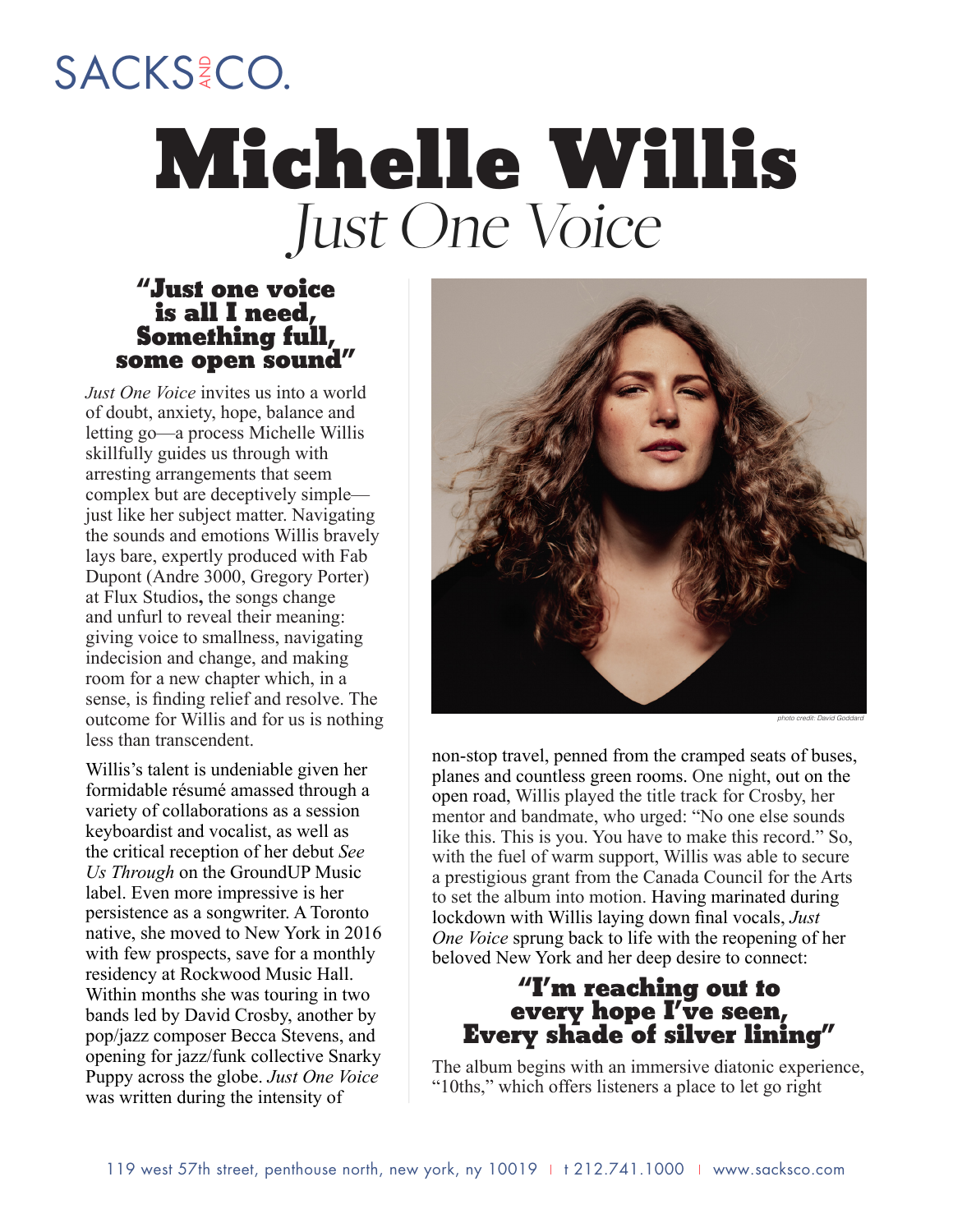SACKS AND CO.

# Michelle Willis

## *Just One Voice*

**"Just one voice
is all I need,
Something full,
some open sound"**

*Just One Voice* invites us into a world of doubt, anxiety, hope, balance and letting go—a process Michelle Willis skillfully guides us through with arresting arrangements that seem complex but are deceptively simple—just like her subject matter. Navigating the sounds and emotions Willis bravely lays bare, expertly produced with Fab Dupont (Andre 3000, Gregory Porter) at Flux Studios**,** the songs change and unfurl to reveal their meaning: giving voice to smallness, navigating indecision and change, and making room for a new chapter which, in a sense, is finding relief and resolve. The outcome for Willis and for us is nothing less than transcendent.

Willis's talent is undeniable given her formidable résumé amassed through a variety of collaborations as a session keyboardist and vocalist, as well as the critical reception of her debut *See Us Through* on the GroundUP Music label. Even more impressive is her persistence as a songwriter. A Toronto native, she moved to New York in 2016 with few prospects, save for a monthly residency at Rockwood Music Hall. Within months she was touring in two bands led by David Crosby, another by pop/jazz composer Becca Stevens, and opening for jazz/funk collective Snarky Puppy across the globe. *Just One Voice* was written during the intensity of non-stop travel, penned from the cramped seats of buses, planes and countless green rooms. One night, out on the open road, Willis played the title track for Crosby, her mentor and bandmate, who urged: "No one else sounds like this. This is you. You have to make this record." So, with the fuel of warm support, Willis was able to secure a prestigious grant from the Canada Council for the Arts to set the album into motion. Having marinated during lockdown with Willis laying down final vocals, *Just One Voice* sprung back to life with the reopening of her beloved New York and her deep desire to connect:

photo credit: David Goddard

**"I'm reaching out to
every hope I've seen,
Every shade of silver lining"**

The album begins with an immersive diatonic experience, "10ths," which offers listeners a place to let go right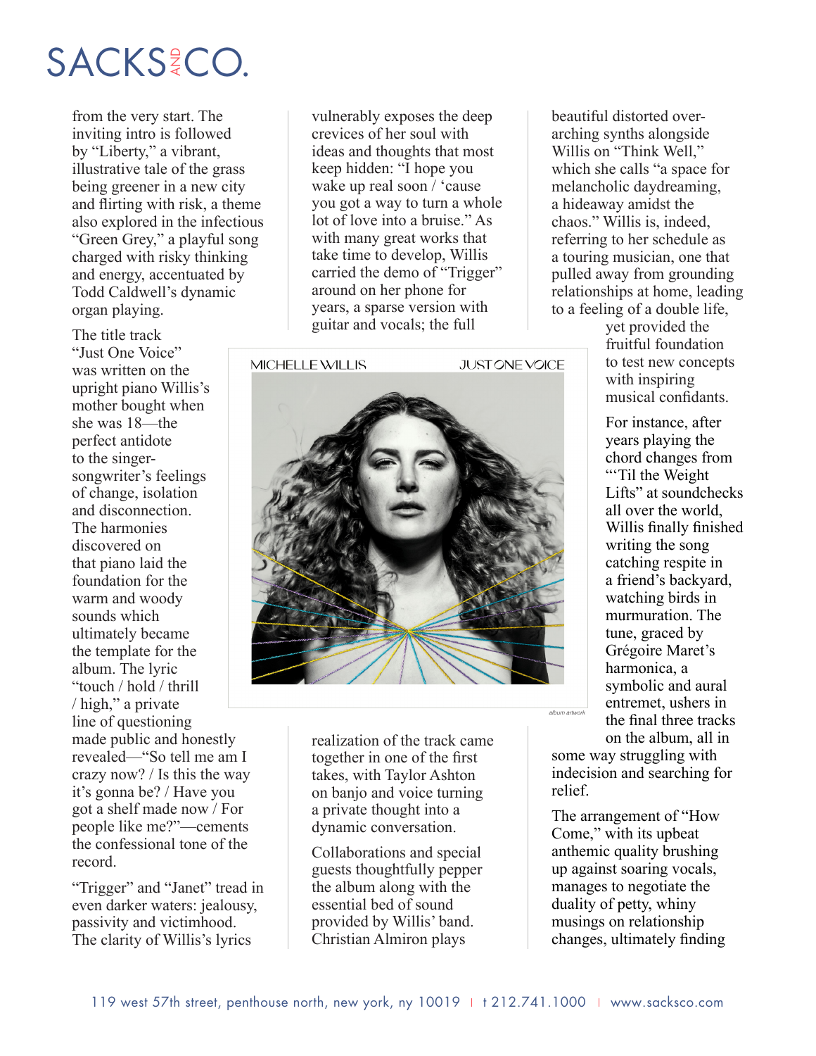from the very start. The inviting intro is followed by "Liberty," a vibrant, illustrative tale of the grass being greener in a new city and flirting with risk, a theme also explored in the infectious "Green Grey," a playful song charged with risky thinking and energy, accentuated by Todd Caldwell's dynamic organ playing.

The title track "Just One Voice" was written on the upright piano Willis's mother bought when she was 18—the perfect antidote to the singer-songwriter's feelings of change, isolation and disconnection. The harmonies discovered on that piano laid the foundation for the warm and woody sounds which ultimately became the template for the album. The lyric "touch / hold / thrill / high," a private line of questioning made public and honestly revealed—"So tell me am I crazy now? / Is this the way it's gonna be? / Have you got a shelf made now / For people like me?"—cements the confessional tone of the record.

"Trigger" and "Janet" tread in even darker waters: jealousy, passivity and victimhood. The clarity of Willis's lyrics vulnerably exposes the deep crevices of her soul with ideas and thoughts that most keep hidden: "I hope you wake up real soon / 'cause you got a way to turn a whole lot of love into a bruise." As with many great works that take time to develop, Willis carried the demo of "Trigger" around on her phone for years, a sparse version with guitar and vocals; the full realization of the track came together in one of the first takes, with Taylor Ashton on banjo and voice turning a private thought into a dynamic conversation.

Collaborations and special guests thoughtfully pepper the album along with the essential bed of sound provided by Willis' band. Christian Almiron plays beautiful distorted over-arching synths alongside Willis on "Think Well," which she calls "a space for melancholic daydreaming, a hideaway amidst the chaos." Willis is, indeed, referring to her schedule as a touring musician, one that pulled away from grounding relationships at home, leading to a feeling of a double life, yet provided the fruitful foundation to test new concepts with inspiring musical confidants.

For instance, after years playing the chord changes from "'Til the Weight Lifts" at soundchecks all over the world, Willis finally finished writing the song catching respite in a friend's backyard, watching birds in murmuration. The tune, graced by Grégoire Maret's harmonica, a symbolic and aural entremet, ushers in the final three tracks on the album, all in some way struggling with indecision and searching for relief.

The arrangement of "How Come," with its upbeat anthemic quality brushing up against soaring vocals, manages to negotiate the duality of petty, whiny musings on relationship changes, ultimately finding

MICHELLE WILLIS — JUST ONE VOICE

*album artwork*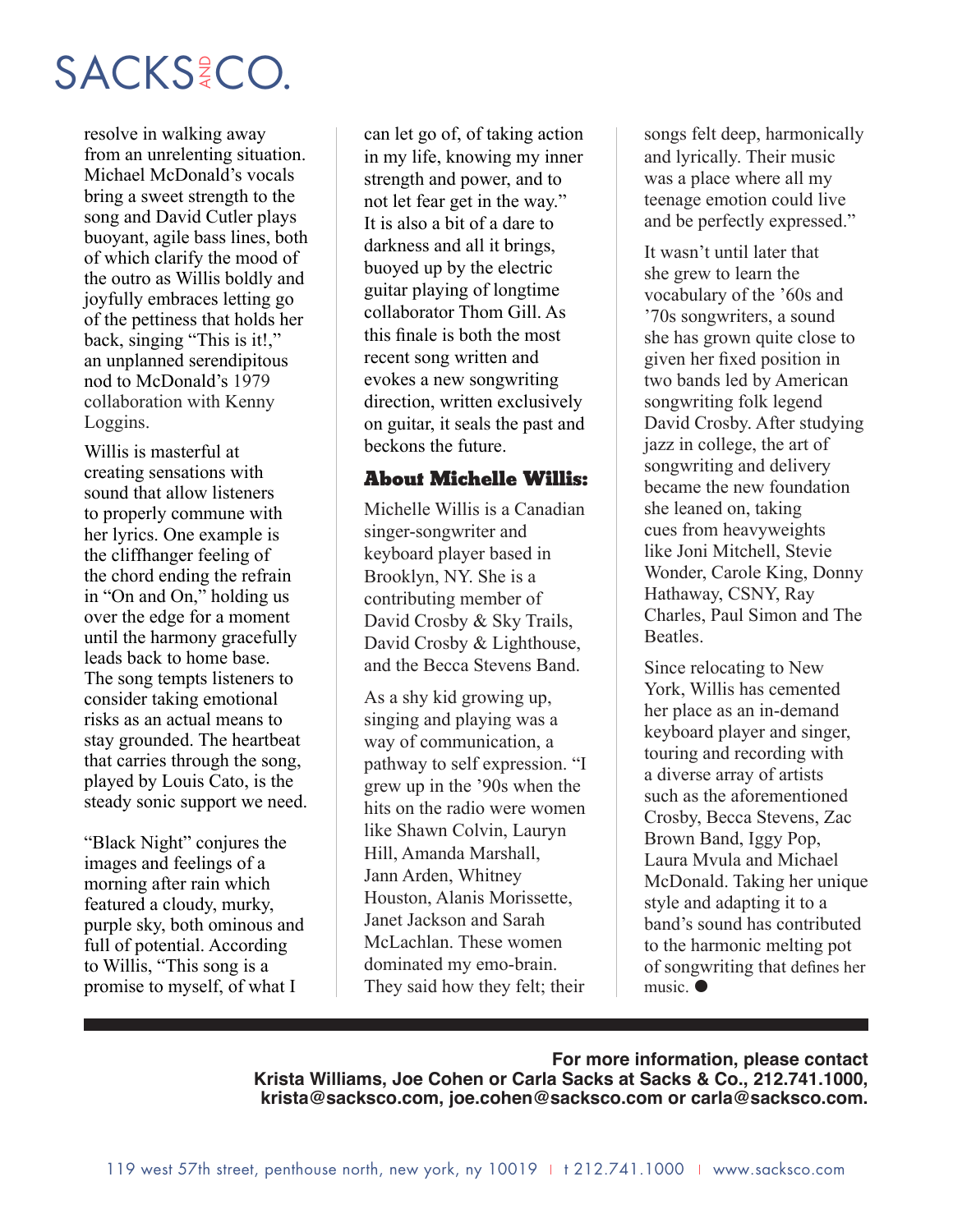resolve in walking away from an unrelenting situation. Michael McDonald's vocals bring a sweet strength to the song and David Cutler plays buoyant, agile bass lines, both of which clarify the mood of the outro as Willis boldly and joyfully embraces letting go of the pettiness that holds her back, singing "This is it!," an unplanned serendipitous nod to McDonald's 1979 collaboration with Kenny Loggins.

Willis is masterful at creating sensations with sound that allow listeners to properly commune with her lyrics. One example is the cliffhanger feeling of the chord ending the refrain in "On and On," holding us over the edge for a moment until the harmony gracefully leads back to home base. The song tempts listeners to consider taking emotional risks as an actual means to stay grounded. The heartbeat that carries through the song, played by Louis Cato, is the steady sonic support we need.

"Black Night" conjures the images and feelings of a morning after rain which featured a cloudy, murky, purple sky, both ominous and full of potential. According to Willis, "This song is a promise to myself, of what I can let go of, of taking action in my life, knowing my inner strength and power, and to not let fear get in the way." It is also a bit of a dare to darkness and all it brings, buoyed up by the electric guitar playing of longtime collaborator Thom Gill. As this finale is both the most recent song written and evokes a new songwriting direction, written exclusively on guitar, it seals the past and beckons the future.

## About Michelle Willis:

Michelle Willis is a Canadian singer-songwriter and keyboard player based in Brooklyn, NY. She is a contributing member of David Crosby & Sky Trails, David Crosby & Lighthouse, and the Becca Stevens Band.

As a shy kid growing up, singing and playing was a way of communication, a pathway to self expression. "I grew up in the '90s when the hits on the radio were women like Shawn Colvin, Lauryn Hill, Amanda Marshall, Jann Arden, Whitney Houston, Alanis Morissette, Janet Jackson and Sarah McLachlan. These women dominated my emo-brain. They said how they felt; their songs felt deep, harmonically and lyrically. Their music was a place where all my teenage emotion could live and be perfectly expressed."

It wasn't until later that she grew to learn the vocabulary of the '60s and '70s songwriters, a sound she has grown quite close to given her fixed position in two bands led by American songwriting folk legend David Crosby. After studying jazz in college, the art of songwriting and delivery became the new foundation she leaned on, taking cues from heavyweights like Joni Mitchell, Stevie Wonder, Carole King, Donny Hathaway, CSNY, Ray Charles, Paul Simon and The Beatles.

Since relocating to New York, Willis has cemented her place as an in-demand keyboard player and singer, touring and recording with a diverse array of artists such as the aforementioned Crosby, Becca Stevens, Zac Brown Band, Iggy Pop, Laura Mvula and Michael McDonald. Taking her unique style and adapting it to a band's sound has contributed to the harmonic melting pot of songwriting that defines her music. ●

**For more information, please contact Krista Williams, Joe Cohen or Carla Sacks at Sacks & Co., 212.741.1000, krista@sacksco.com, joe.cohen@sacksco.com or carla@sacksco.com.**